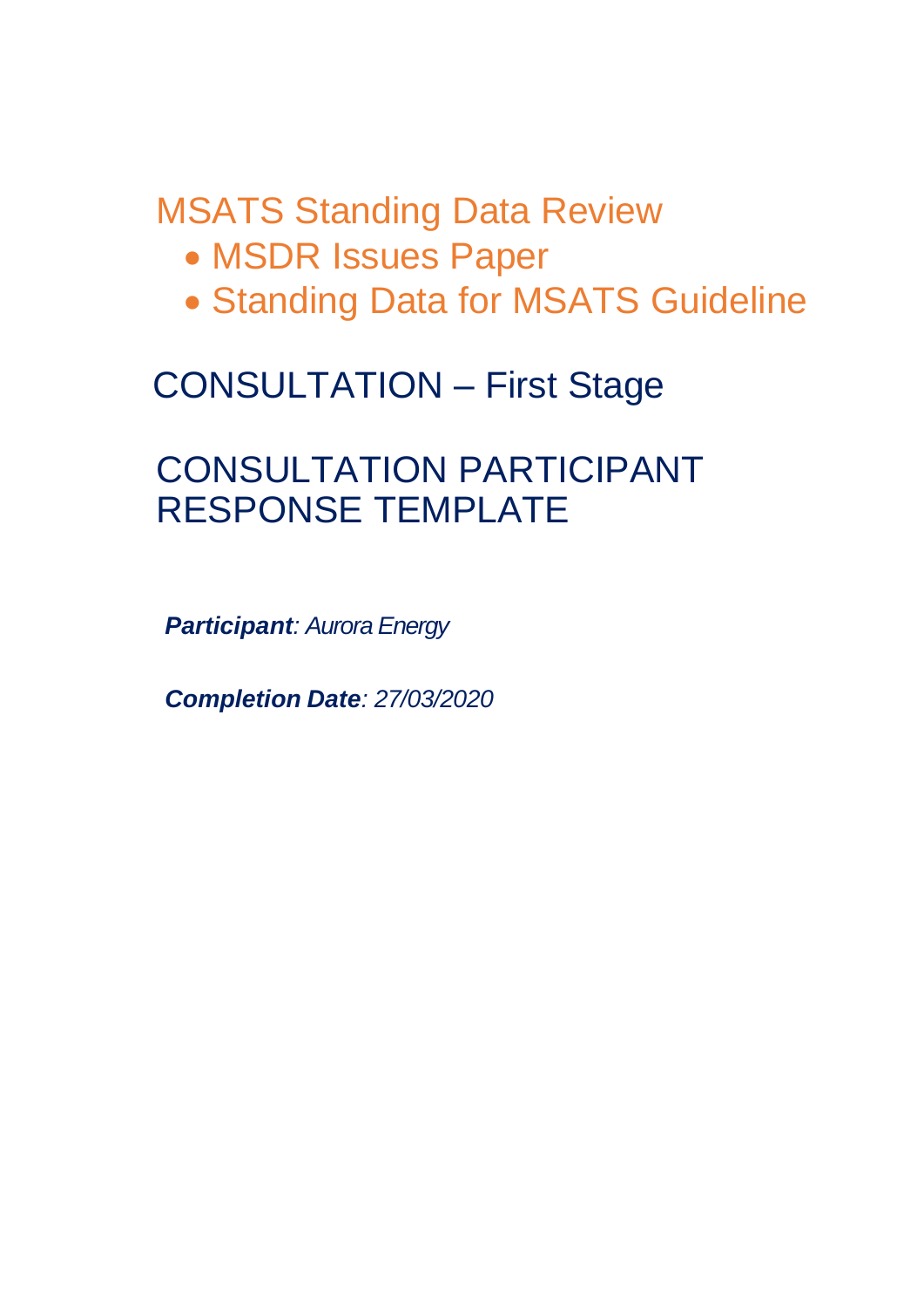# MSATS Standing Data Review

- MSDR Issues Paper
- Standing Data for MSATS Guideline

## CONSULTATION – First Stage

## CONSULTATION PARTICIPANT RESPONSE TEMPLATE

***Participant***: *Aurora Energy*

***Completion Date***: *27/03/2020*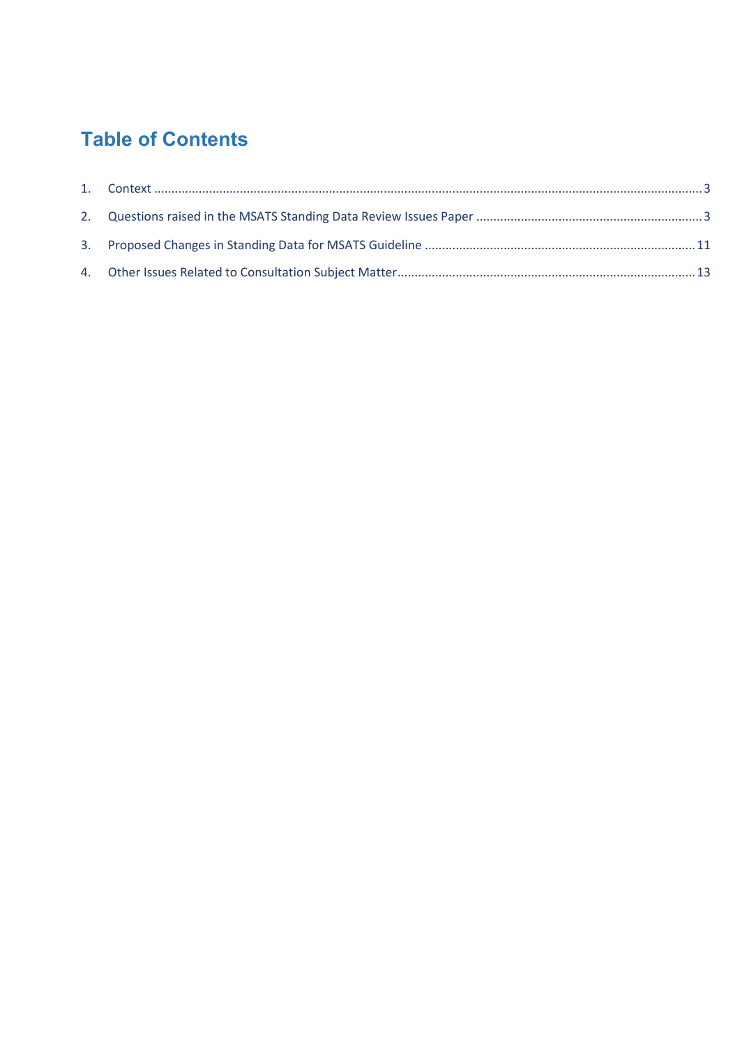# Table of Contents

1. Context ..... 3
2. Questions raised in the MSATS Standing Data Review Issues Paper ..... 3
3. Proposed Changes in Standing Data for MSATS Guideline ..... 11
4. Other Issues Related to Consultation Subject Matter ..... 13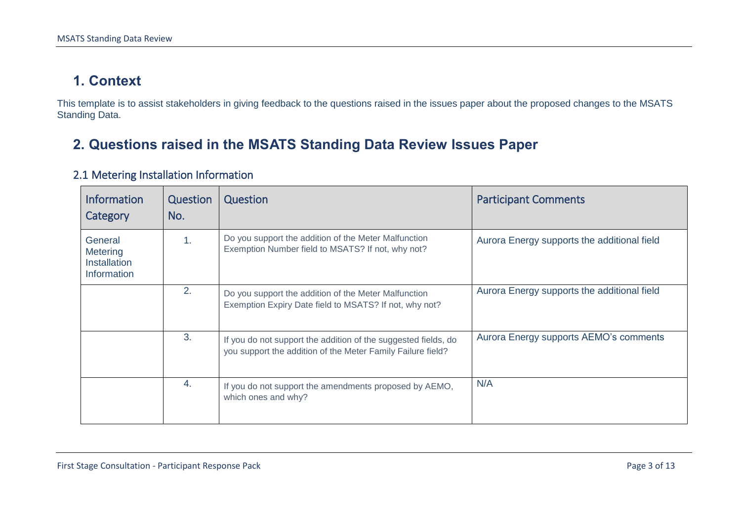# 1. Context

This template is to assist stakeholders in giving feedback to the questions raised in the issues paper about the proposed changes to the MSATS Standing Data.

# 2. Questions raised in the MSATS Standing Data Review Issues Paper

## 2.1 Metering Installation Information

| Information Category | Question No. | Question | Participant Comments |
|---|---|---|---|
| General Metering Installation Information | 1. | Do you support the addition of the Meter Malfunction Exemption Number field to MSATS? If not, why not? | Aurora Energy supports the additional field |
| | 2. | Do you support the addition of the Meter Malfunction Exemption Expiry Date field to MSATS? If not, why not? | Aurora Energy supports the additional field |
| | 3. | If you do not support the addition of the suggested fields, do you support the addition of the Meter Family Failure field? | Aurora Energy supports AEMO's comments |
| | 4. | If you do not support the amendments proposed by AEMO, which ones and why? | N/A |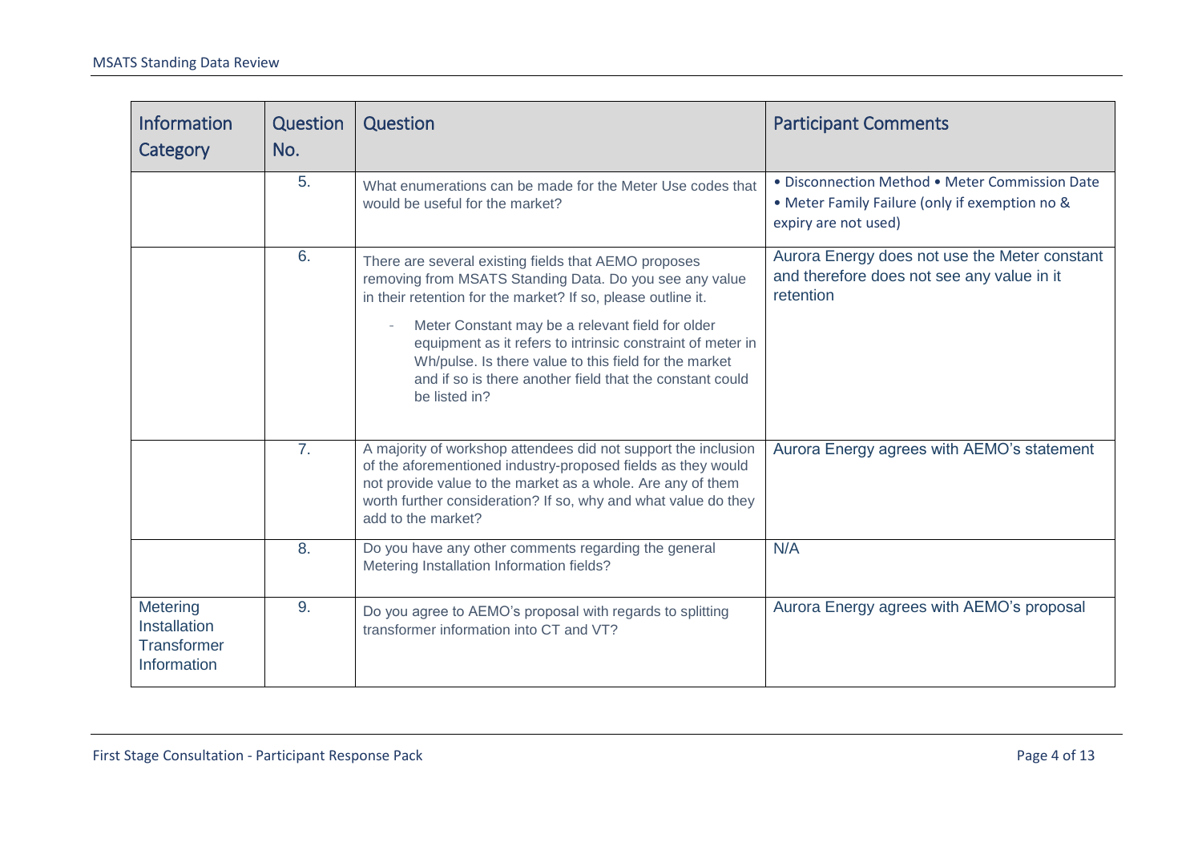| Information Category | Question No. | Question | Participant Comments |
| --- | --- | --- | --- |
| | 5. | What enumerations can be made for the Meter Use codes that would be useful for the market? | • Disconnection Method • Meter Commission Date<br>• Meter Family Failure (only if exemption no & expiry are not used) |
| | 6. | There are several existing fields that AEMO proposes removing from MSATS Standing Data. Do you see any value in their retention for the market? If so, please outline it.<br>- Meter Constant may be a relevant field for older equipment as it refers to intrinsic constraint of meter in Wh/pulse. Is there value to this field for the market and if so is there another field that the constant could be listed in? | Aurora Energy does not use the Meter constant and therefore does not see any value in it retention |
| | 7. | A majority of workshop attendees did not support the inclusion of the aforementioned industry-proposed fields as they would not provide value to the market as a whole. Are any of them worth further consideration? If so, why and what value do they add to the market? | Aurora Energy agrees with AEMO's statement |
| | 8. | Do you have any other comments regarding the general Metering Installation Information fields? | N/A |
| Metering Installation Transformer Information | 9. | Do you agree to AEMO's proposal with regards to splitting transformer information into CT and VT? | Aurora Energy agrees with AEMO's proposal |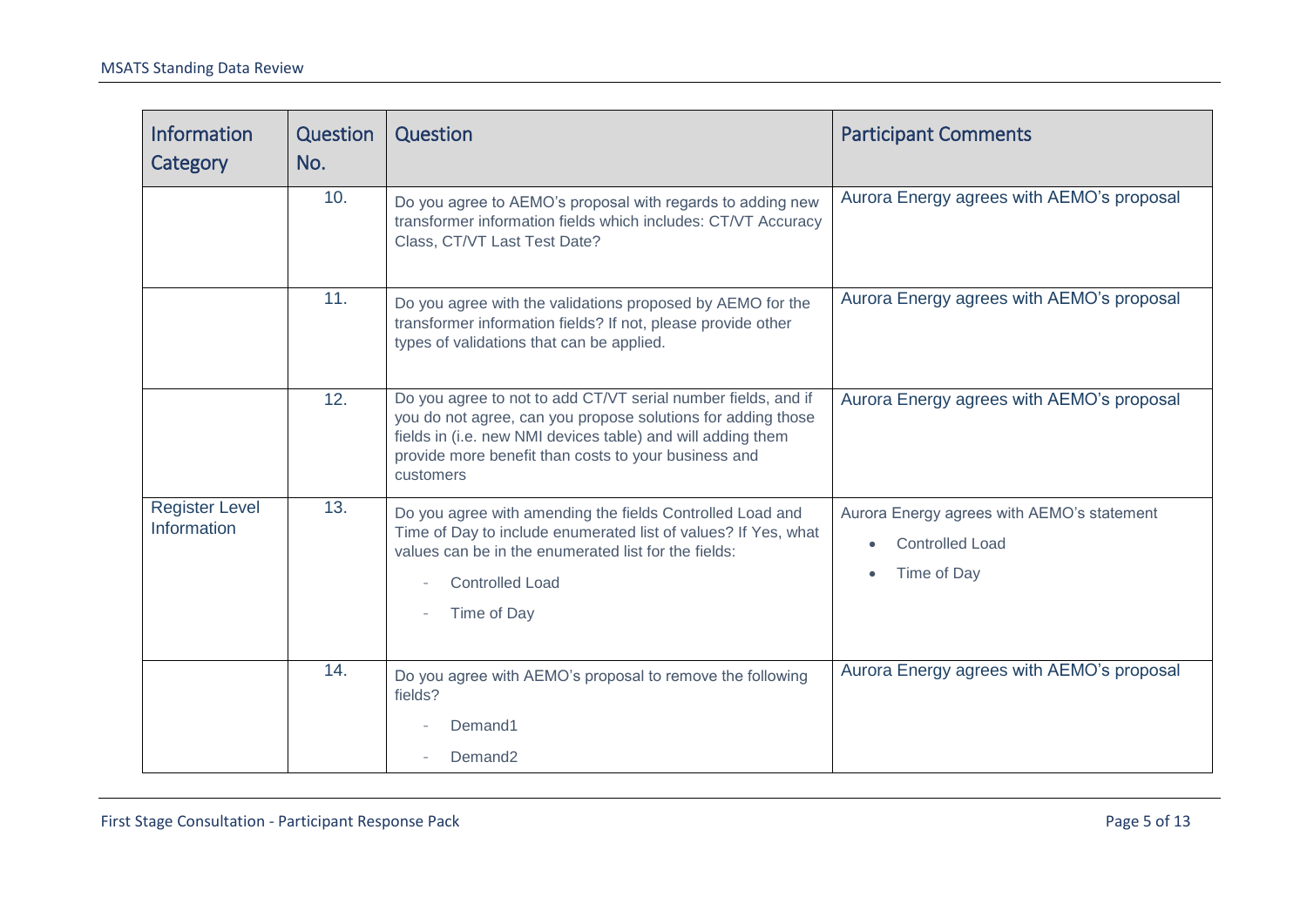| Information Category | Question No. | Question | Participant Comments |
|---|---|---|---|
| | 10. | Do you agree to AEMO's proposal with regards to adding new transformer information fields which includes: CT/VT Accuracy Class, CT/VT Last Test Date? | Aurora Energy agrees with AEMO's proposal |
| | 11. | Do you agree with the validations proposed by AEMO for the transformer information fields? If not, please provide other types of validations that can be applied. | Aurora Energy agrees with AEMO's proposal |
| | 12. | Do you agree to not to add CT/VT serial number fields, and if you do not agree, can you propose solutions for adding those fields in (i.e. new NMI devices table) and will adding them provide more benefit than costs to your business and customers | Aurora Energy agrees with AEMO's proposal |
| Register Level Information | 13. | Do you agree with amending the fields Controlled Load and Time of Day to include enumerated list of values? If Yes, what values can be in the enumerated list for the fields:<br>- Controlled Load<br>- Time of Day | Aurora Energy agrees with AEMO's statement<br>• Controlled Load<br>• Time of Day |
| | 14. | Do you agree with AEMO's proposal to remove the following fields?<br>- Demand1<br>- Demand2 | Aurora Energy agrees with AEMO's proposal |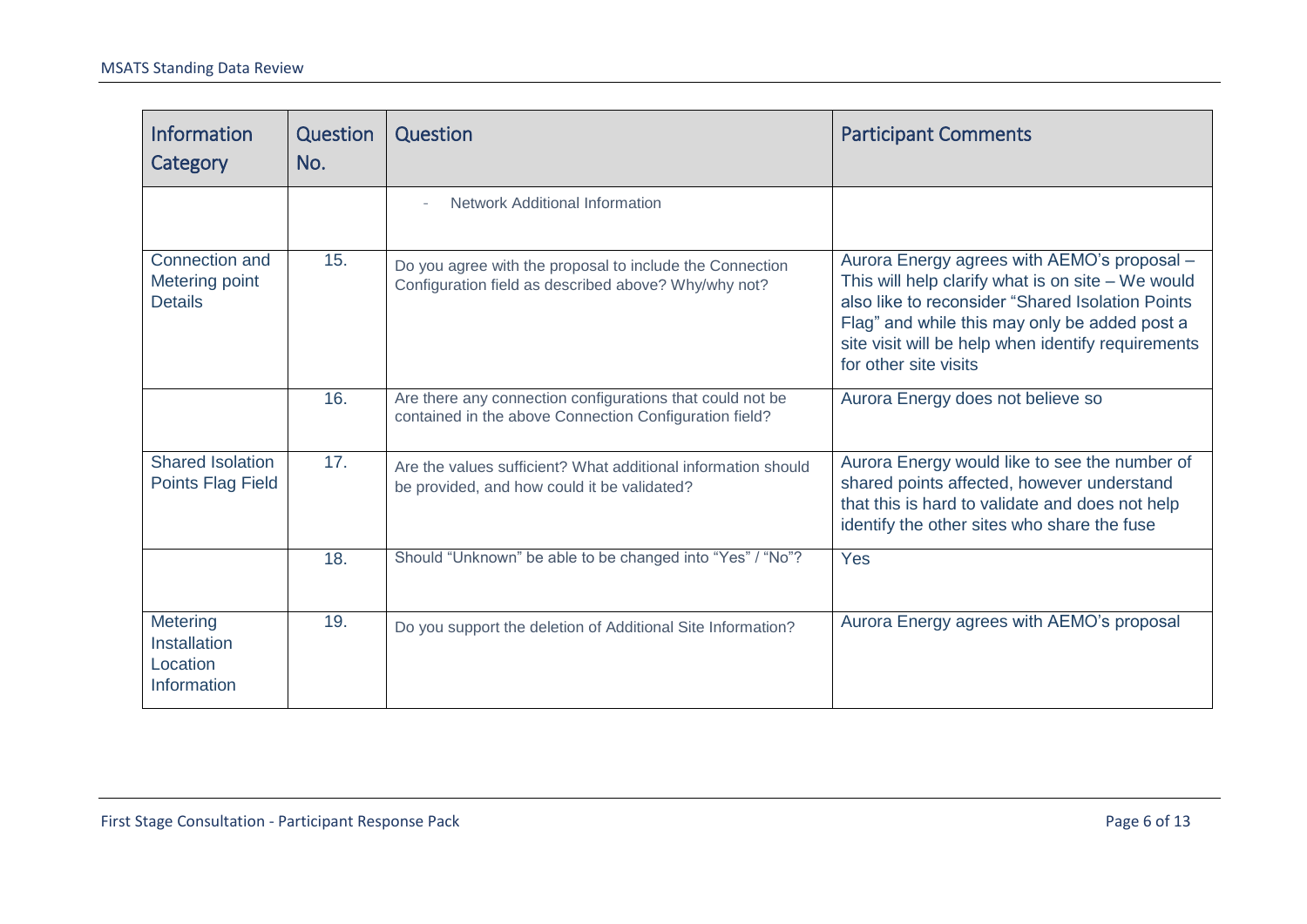| Information Category | Question No. | Question | Participant Comments |
|---|---|---|---|
| | | - Network Additional Information | |
| Connection and Metering point Details | 15. | Do you agree with the proposal to include the Connection Configuration field as described above? Why/why not? | Aurora Energy agrees with AEMO's proposal – This will help clarify what is on site – We would also like to reconsider "Shared Isolation Points Flag" and while this may only be added post a site visit will be help when identify requirements for other site visits |
| | 16. | Are there any connection configurations that could not be contained in the above Connection Configuration field? | Aurora Energy does not believe so |
| Shared Isolation Points Flag Field | 17. | Are the values sufficient? What additional information should be provided, and how could it be validated? | Aurora Energy would like to see the number of shared points affected, however understand that this is hard to validate and does not help identify the other sites who share the fuse |
| | 18. | Should "Unknown" be able to be changed into "Yes" / "No"? | Yes |
| Metering Installation Location Information | 19. | Do you support the deletion of Additional Site Information? | Aurora Energy agrees with AEMO's proposal |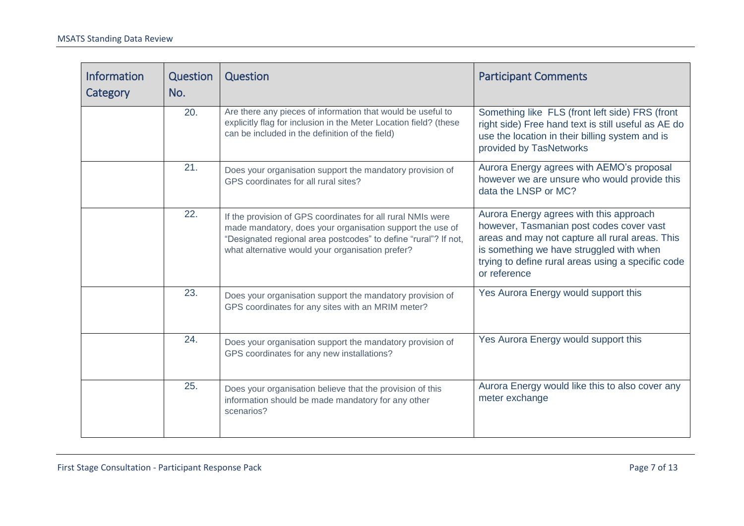| Information Category | Question No. | Question | Participant Comments |
| --- | --- | --- | --- |
| | 20. | Are there any pieces of information that would be useful to explicitly flag for inclusion in the Meter Location field? (these can be included in the definition of the field) | Something like FLS (front left side) FRS (front right side) Free hand text is still useful as AE do use the location in their billing system and is provided by TasNetworks |
| | 21. | Does your organisation support the mandatory provision of GPS coordinates for all rural sites? | Aurora Energy agrees with AEMO's proposal however we are unsure who would provide this data the LNSP or MC? |
| | 22. | If the provision of GPS coordinates for all rural NMIs were made mandatory, does your organisation support the use of "Designated regional area postcodes" to define "rural"? If not, what alternative would your organisation prefer? | Aurora Energy agrees with this approach however, Tasmanian post codes cover vast areas and may not capture all rural areas. This is something we have struggled with when trying to define rural areas using a specific code or reference |
| | 23. | Does your organisation support the mandatory provision of GPS coordinates for any sites with an MRIM meter? | Yes Aurora Energy would support this |
| | 24. | Does your organisation support the mandatory provision of GPS coordinates for any new installations? | Yes Aurora Energy would support this |
| | 25. | Does your organisation believe that the provision of this information should be made mandatory for any other scenarios? | Aurora Energy would like this to also cover any meter exchange |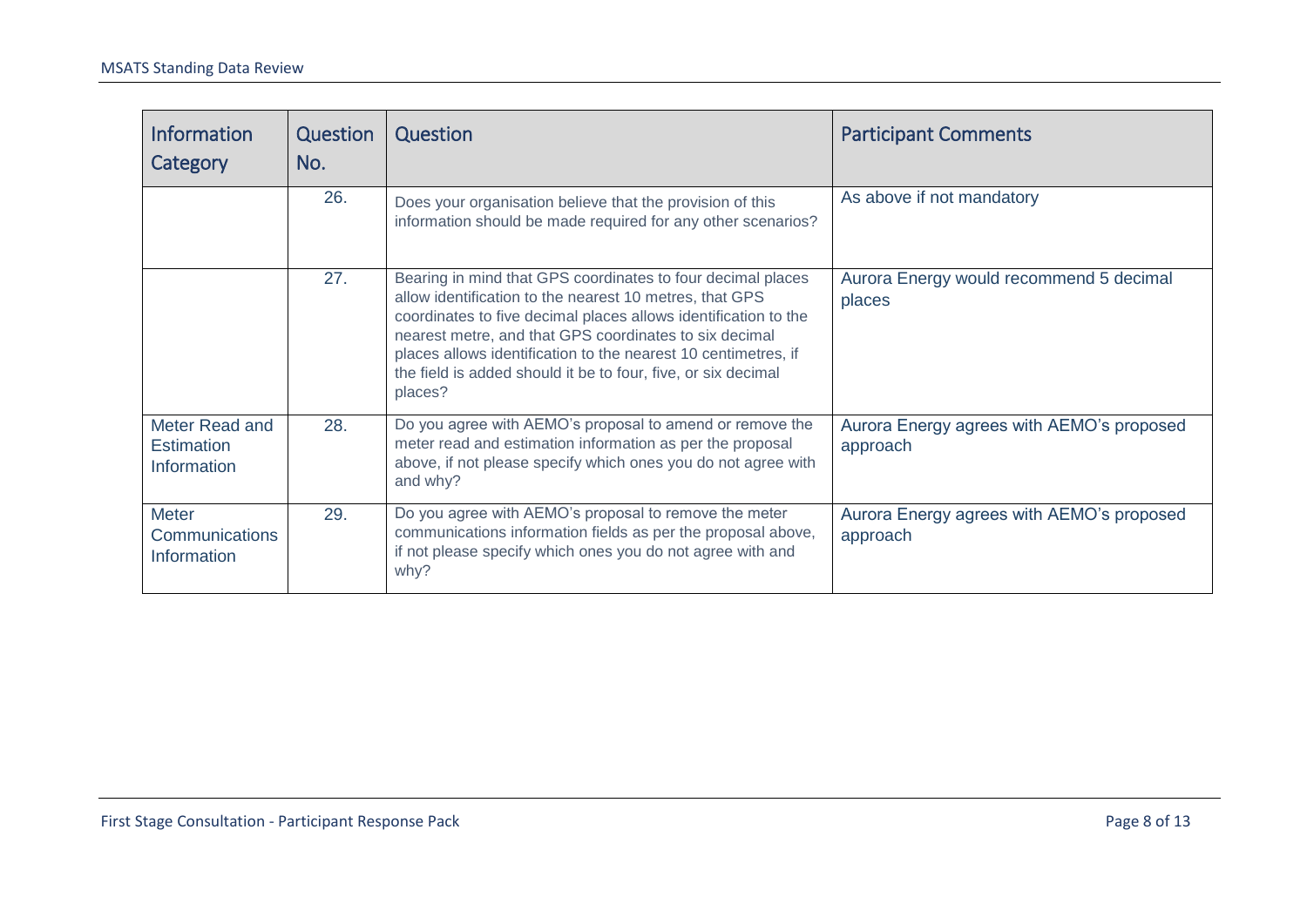| Information Category | Question No. | Question | Participant Comments |
|---|---|---|---|
| | 26. | Does your organisation believe that the provision of this information should be made required for any other scenarios? | As above if not mandatory |
| | 27. | Bearing in mind that GPS coordinates to four decimal places allow identification to the nearest 10 metres, that GPS coordinates to five decimal places allows identification to the nearest metre, and that GPS coordinates to six decimal places allows identification to the nearest 10 centimetres, if the field is added should it be to four, five, or six decimal places? | Aurora Energy would recommend 5 decimal places |
| Meter Read and Estimation Information | 28. | Do you agree with AEMO's proposal to amend or remove the meter read and estimation information as per the proposal above, if not please specify which ones you do not agree with and why? | Aurora Energy agrees with AEMO's proposed approach |
| Meter Communications Information | 29. | Do you agree with AEMO's proposal to remove the meter communications information fields as per the proposal above, if not please specify which ones you do not agree with and why? | Aurora Energy agrees with AEMO's proposed approach |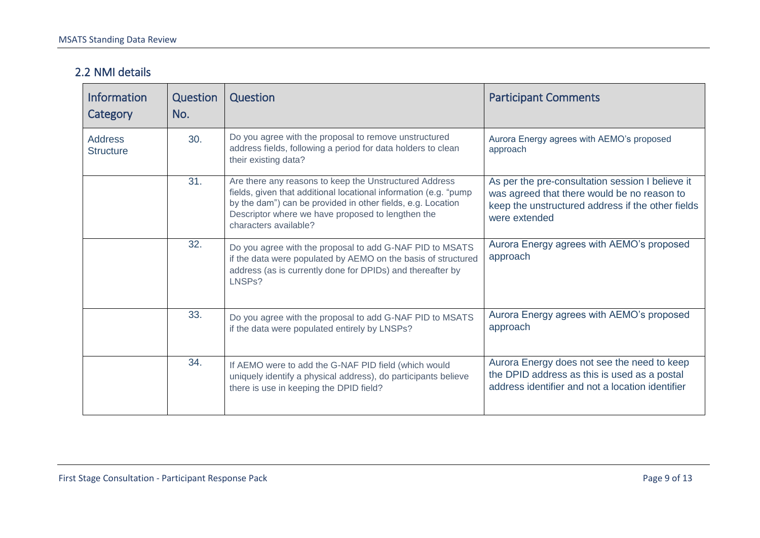## 2.2 NMI details

| Information Category | Question No. | Question | Participant Comments |
|---|---|---|---|
| Address Structure | 30. | Do you agree with the proposal to remove unstructured address fields, following a period for data holders to clean their existing data? | Aurora Energy agrees with AEMO's proposed approach |
| | 31. | Are there any reasons to keep the Unstructured Address fields, given that additional locational information (e.g. "pump by the dam") can be provided in other fields, e.g. Location Descriptor where we have proposed to lengthen the characters available? | As per the pre-consultation session I believe it was agreed that there would be no reason to keep the unstructured address if the other fields were extended |
| | 32. | Do you agree with the proposal to add G-NAF PID to MSATS if the data were populated by AEMO on the basis of structured address (as is currently done for DPIDs) and thereafter by LNSPs? | Aurora Energy agrees with AEMO's proposed approach |
| | 33. | Do you agree with the proposal to add G-NAF PID to MSATS if the data were populated entirely by LNSPs? | Aurora Energy agrees with AEMO's proposed approach |
| | 34. | If AEMO were to add the G-NAF PID field (which would uniquely identify a physical address), do participants believe there is use in keeping the DPID field? | Aurora Energy does not see the need to keep the DPID address as this is used as a postal address identifier and not a location identifier |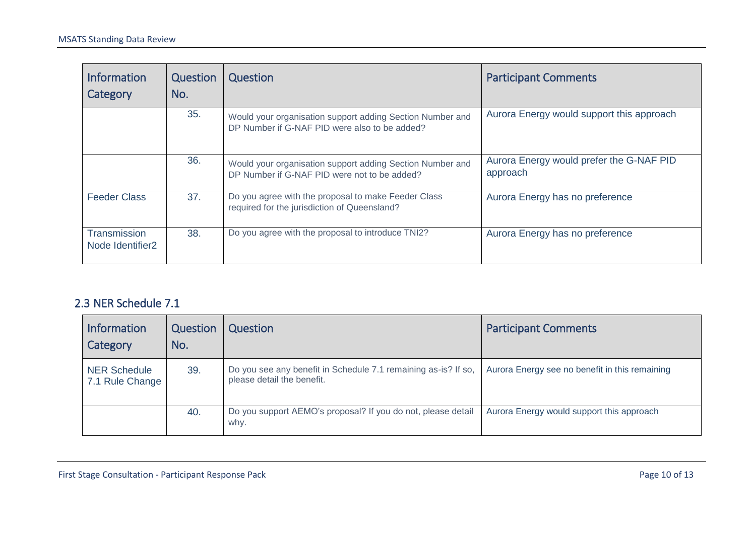| Information Category | Question No. | Question | Participant Comments |
| --- | --- | --- | --- |
| | 35. | Would your organisation support adding Section Number and DP Number if G-NAF PID were also to be added? | Aurora Energy would support this approach |
| | 36. | Would your organisation support adding Section Number and DP Number if G-NAF PID were not to be added? | Aurora Energy would prefer the G-NAF PID approach |
| Feeder Class | 37. | Do you agree with the proposal to make Feeder Class required for the jurisdiction of Queensland? | Aurora Energy has no preference |
| Transmission Node Identifier2 | 38. | Do you agree with the proposal to introduce TNI2? | Aurora Energy has no preference |

## 2.3 NER Schedule 7.1

| Information Category | Question No. | Question | Participant Comments |
| --- | --- | --- | --- |
| NER Schedule 7.1 Rule Change | 39. | Do you see any benefit in Schedule 7.1 remaining as-is? If so, please detail the benefit. | Aurora Energy see no benefit in this remaining |
| | 40. | Do you support AEMO's proposal? If you do not, please detail why. | Aurora Energy would support this approach |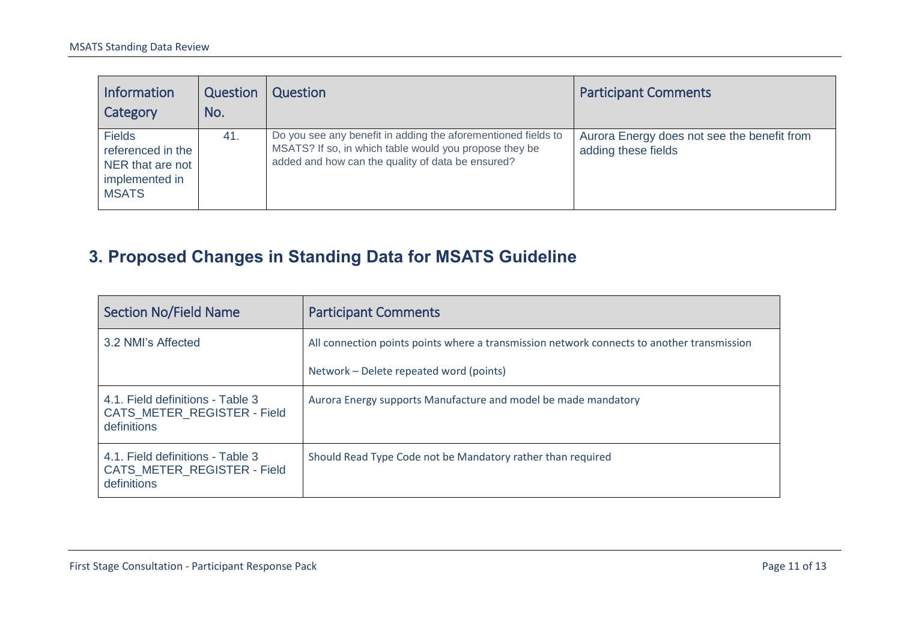| Information Category | Question No. | Question | Participant Comments |
| --- | --- | --- | --- |
| Fields referenced in the NER that are not implemented in MSATS | 41. | Do you see any benefit in adding the aforementioned fields to MSATS? If so, in which table would you propose they be added and how can the quality of data be ensured? | Aurora Energy does not see the benefit from adding these fields |

## 3. Proposed Changes in Standing Data for MSATS Guideline

| Section No/Field Name | Participant Comments |
| --- | --- |
| 3.2 NMI's Affected | All connection points points where a transmission network connects to another transmission<br><br>Network – Delete repeated word (points) |
| 4.1. Field definitions - Table 3 CATS_METER_REGISTER - Field definitions | Aurora Energy supports Manufacture and model be made mandatory |
| 4.1. Field definitions - Table 3 CATS_METER_REGISTER - Field definitions | Should Read Type Code not be Mandatory rather than required |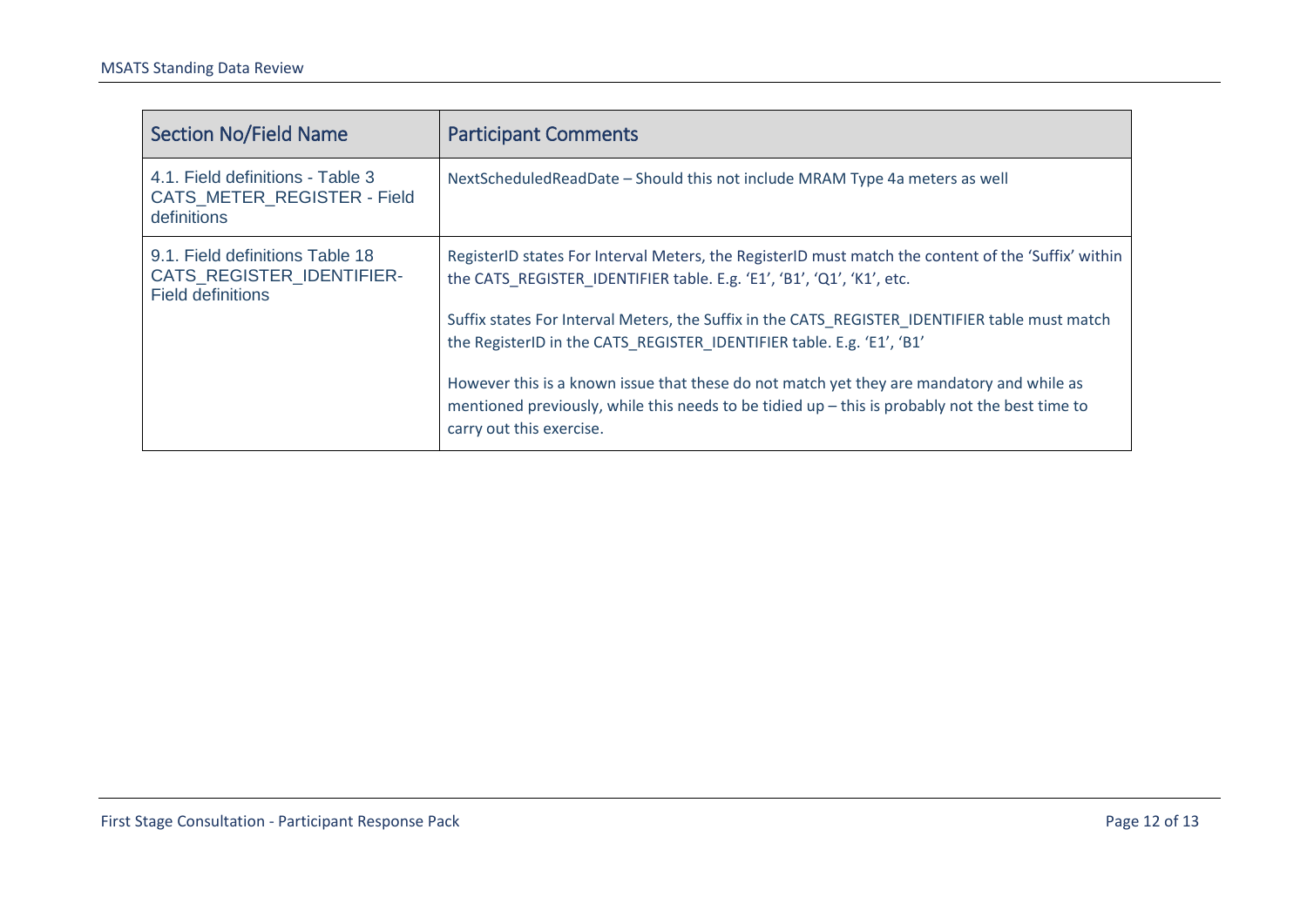| Section No/Field Name | Participant Comments |
| --- | --- |
| 4.1. Field definitions - Table 3 CATS_METER_REGISTER - Field definitions | NextScheduledReadDate – Should this not include MRAM Type 4a meters as well |
| 9.1. Field definitions Table 18 CATS_REGISTER_IDENTIFIER- Field definitions | RegisterID states For Interval Meters, the RegisterID must match the content of the 'Suffix' within the CATS_REGISTER_IDENTIFIER table. E.g. 'E1', 'B1', 'Q1', 'K1', etc.<br><br>Suffix states For Interval Meters, the Suffix in the CATS_REGISTER_IDENTIFIER table must match the RegisterID in the CATS_REGISTER_IDENTIFIER table. E.g. 'E1', 'B1'<br><br>However this is a known issue that these do not match yet they are mandatory and while as mentioned previously, while this needs to be tidied up – this is probably not the best time to carry out this exercise. |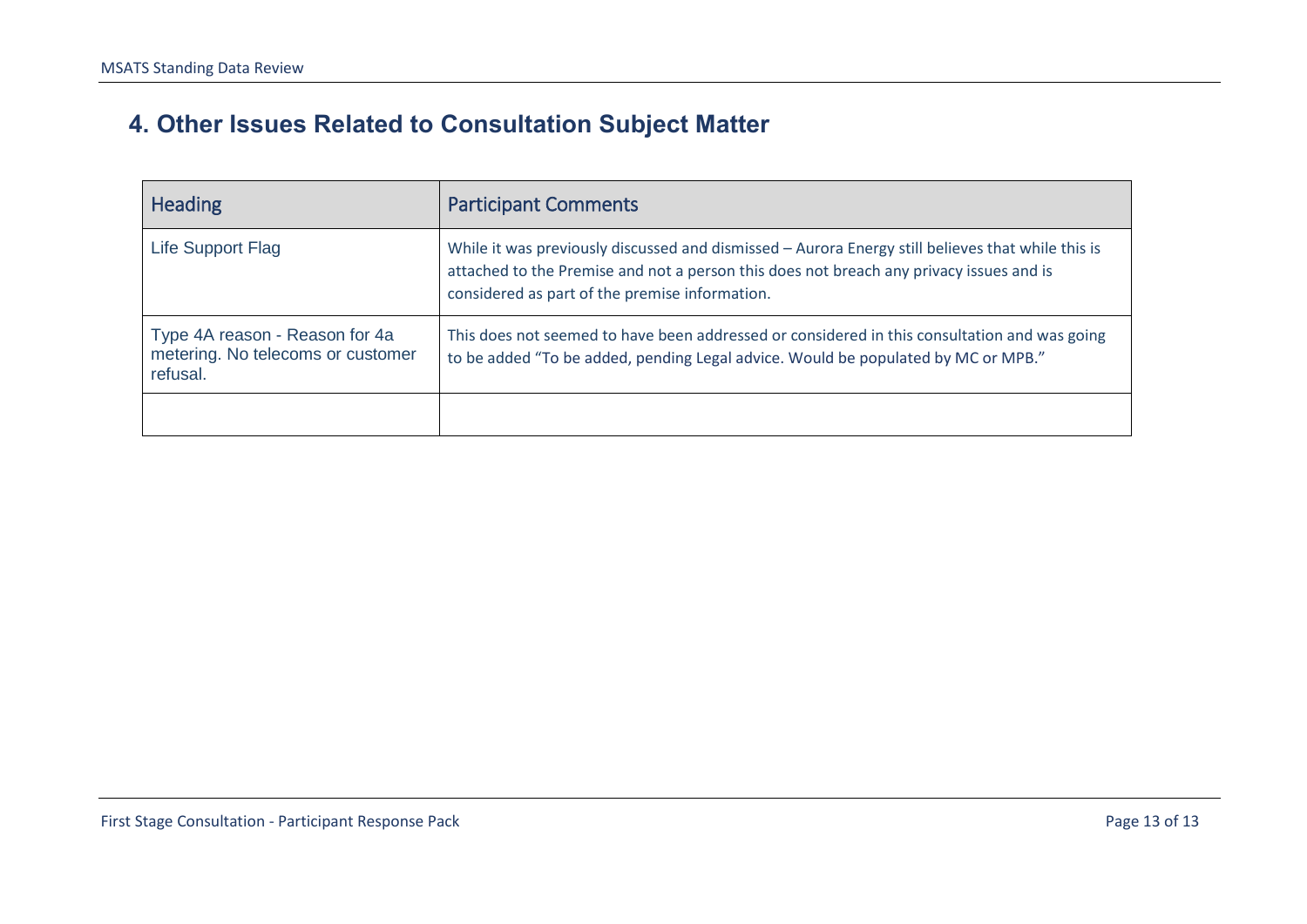## 4. Other Issues Related to Consultation Subject Matter

| Heading | Participant Comments |
| --- | --- |
| Life Support Flag | While it was previously discussed and dismissed – Aurora Energy still believes that while this is attached to the Premise and not a person this does not breach any privacy issues and is considered as part of the premise information. |
| Type 4A reason - Reason for 4a metering. No telecoms or customer refusal. | This does not seemed to have been addressed or considered in this consultation and was going to be added "To be added, pending Legal advice. Would be populated by MC or MPB." |
| | |